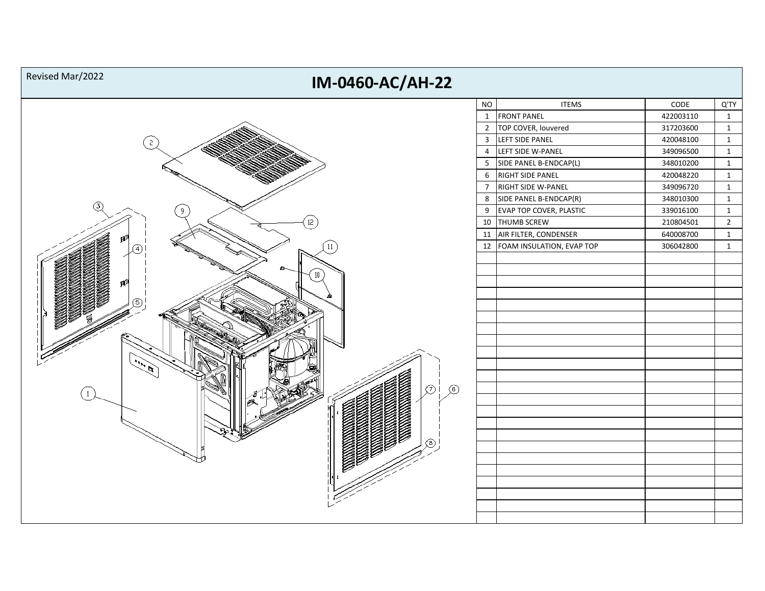Revised Mar/2022

# IM-0460-AC/AH-22

| NO | ITEMS | CODE | Q'TY |
|---|---|---|---|
| 1 | FRONT PANEL | 422003110 | 1 |
| 2 | TOP COVER, louvered | 317203600 | 1 |
| 3 | LEFT SIDE PANEL | 420048100 | 1 |
| 4 | LEFT SIDE W-PANEL | 349096500 | 1 |
| 5 | SIDE PANEL B-ENDCAP(L) | 348010200 | 1 |
| 6 | RIGHT SIDE PANEL | 420048220 | 1 |
| 7 | RIGHT SIDE W-PANEL | 349096720 | 1 |
| 8 | SIDE PANEL B-ENDCAP(R) | 348010300 | 1 |
| 9 | EVAP TOP COVER, PLASTIC | 339016100 | 1 |
| 10 | THUMB SCREW | 210804501 | 2 |
| 11 | AIR FILTER, CONDENSER | 640008700 | 1 |
| 12 | FOAM INSULATION, EVAP TOP | 306042800 | 1 |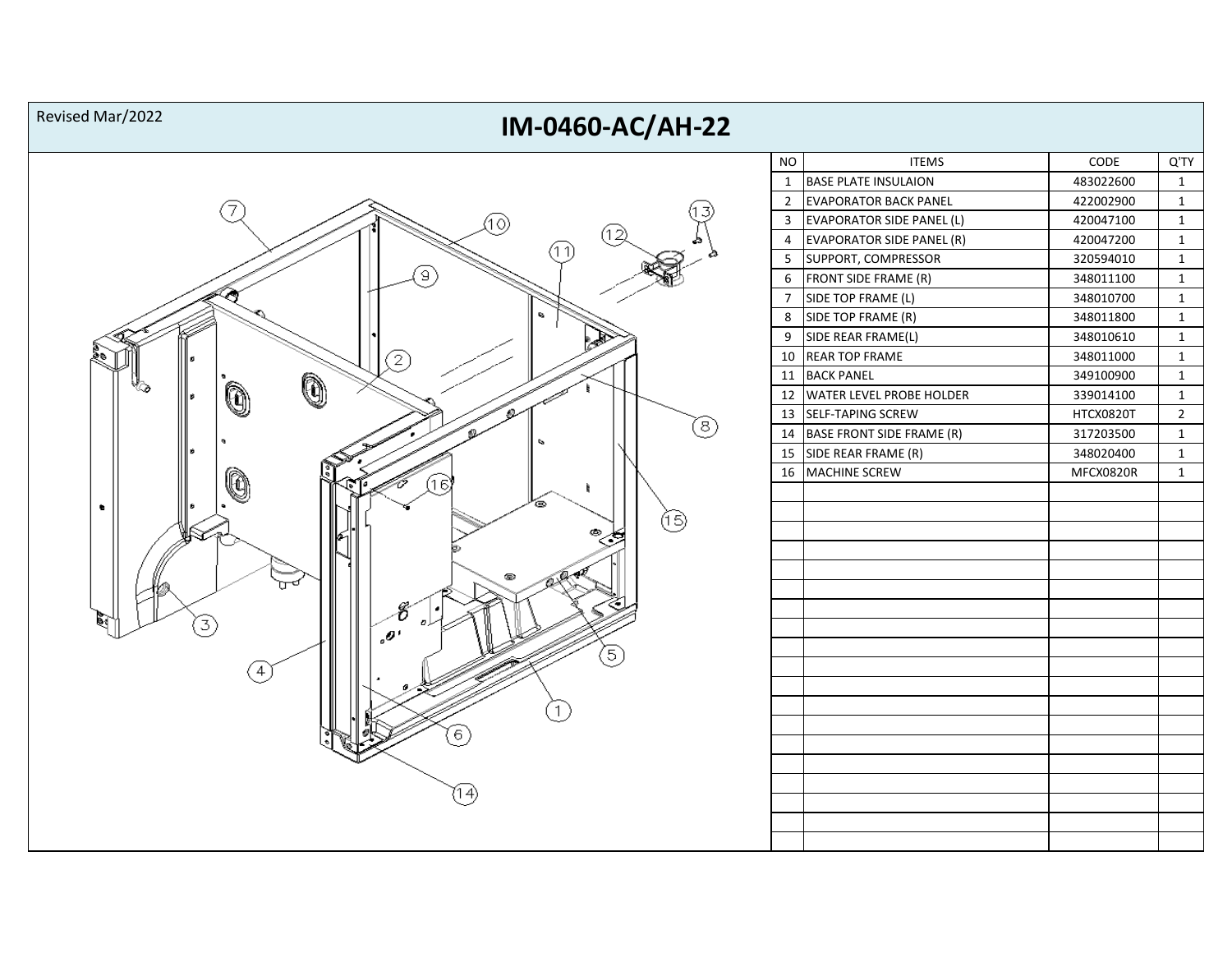Revised Mar/2022

# IM-0460-AC/AH-22

| NO | ITEMS | CODE | Q'TY |
|---|---|---|---|
| 1 | BASE PLATE INSULAION | 483022600 | 1 |
| 2 | EVAPORATOR BACK PANEL | 422002900 | 1 |
| 3 | EVAPORATOR SIDE PANEL (L) | 420047100 | 1 |
| 4 | EVAPORATOR SIDE PANEL (R) | 420047200 | 1 |
| 5 | SUPPORT, COMPRESSOR | 320594010 | 1 |
| 6 | FRONT SIDE FRAME (R) | 348011100 | 1 |
| 7 | SIDE TOP FRAME (L) | 348010700 | 1 |
| 8 | SIDE TOP FRAME (R) | 348011800 | 1 |
| 9 | SIDE REAR FRAME(L) | 348010610 | 1 |
| 10 | REAR TOP FRAME | 348011000 | 1 |
| 11 | BACK PANEL | 349100900 | 1 |
| 12 | WATER LEVEL PROBE HOLDER | 339014100 | 1 |
| 13 | SELF-TAPING SCREW | HTCX0820T | 2 |
| 14 | BASE FRONT SIDE FRAME (R) | 317203500 | 1 |
| 15 | SIDE REAR FRAME (R) | 348020400 | 1 |
| 16 | MACHINE SCREW | MFCX0820R | 1 |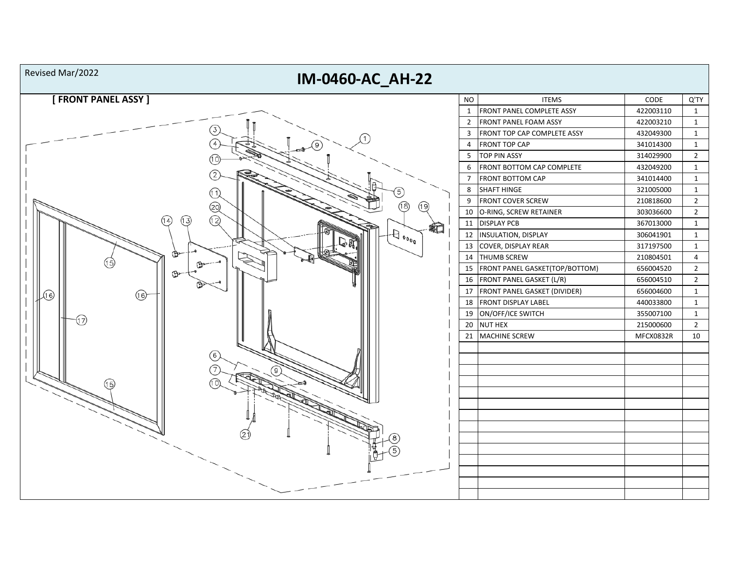Revised Mar/2022

# IM-0460-AC_AH-22

## [ FRONT PANEL ASSY ]

| NO | ITEMS | CODE | Q'TY |
|---|---|---|---|
| 1 | FRONT PANEL COMPLETE ASSY | 422003110 | 1 |
| 2 | FRONT PANEL FOAM ASSY | 422003210 | 1 |
| 3 | FRONT TOP CAP COMPLETE ASSY | 432049300 | 1 |
| 4 | FRONT TOP CAP | 341014300 | 1 |
| 5 | TOP PIN ASSY | 314029900 | 2 |
| 6 | FRONT BOTTOM CAP COMPLETE | 432049200 | 1 |
| 7 | FRONT BOTTOM CAP | 341014400 | 1 |
| 8 | SHAFT HINGE | 321005000 | 1 |
| 9 | FRONT COVER SCREW | 210818600 | 2 |
| 10 | O-RING, SCREW RETAINER | 303036600 | 2 |
| 11 | DISPLAY PCB | 367013000 | 1 |
| 12 | INSULATION, DISPLAY | 306041901 | 1 |
| 13 | COVER, DISPLAY REAR | 317197500 | 1 |
| 14 | THUMB SCREW | 210804501 | 4 |
| 15 | FRONT PANEL GASKET(TOP/BOTTOM) | 656004520 | 2 |
| 16 | FRONT PANEL GASKET (L/R) | 656004510 | 2 |
| 17 | FRONT PANEL GASKET (DIVIDER) | 656004600 | 1 |
| 18 | FRONT DISPLAY LABEL | 440033800 | 1 |
| 19 | ON/OFF/ICE SWITCH | 355007100 | 1 |
| 20 | NUT HEX | 215000600 | 2 |
| 21 | MACHINE SCREW | MFCX0832R | 10 |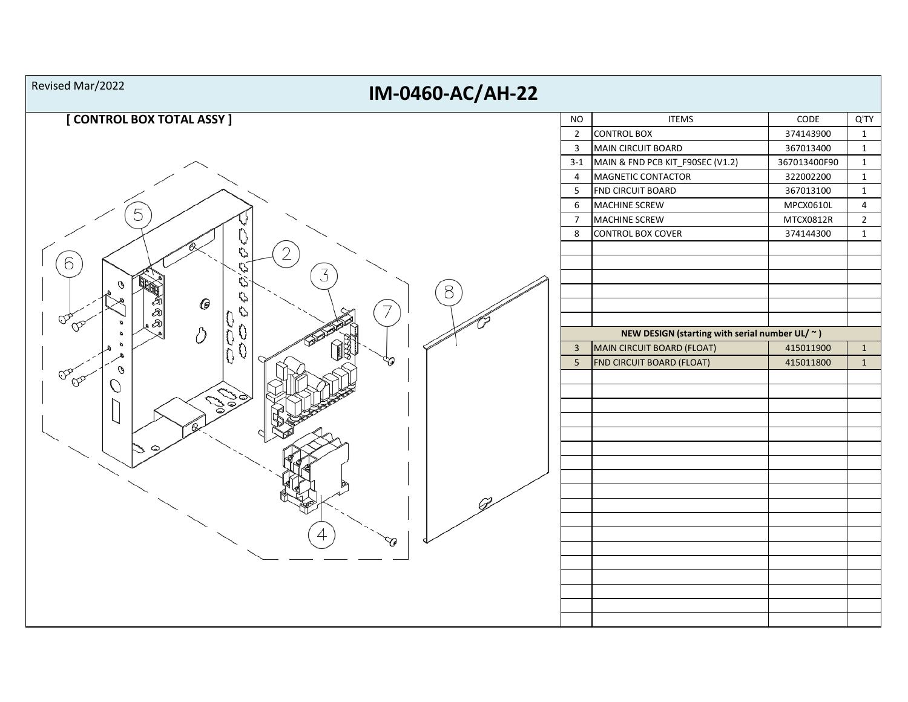Revised Mar/2022

# IM-0460-AC/AH-22

## [ CONTROL BOX TOTAL ASSY ]

| NO | ITEMS | CODE | Q'TY |
|---|---|---|---|
| 2 | CONTROL BOX | 374143900 | 1 |
| 3 | MAIN CIRCUIT BOARD | 367013400 | 1 |
| 3-1 | MAIN & FND PCB KIT_F90SEC (V1.2) | 367013400F90 | 1 |
| 4 | MAGNETIC CONTACTOR | 322002200 | 1 |
| 5 | FND CIRCUIT BOARD | 367013100 | 1 |
| 6 | MACHINE SCREW | MPCX0610L | 4 |
| 7 | MACHINE SCREW | MTCX0812R | 2 |
| 8 | CONTROL BOX COVER | 374144300 | 1 |
| | **NEW DESIGN (starting with serial number UL/ ~ )** | | |
| 3 | MAIN CIRCUIT BOARD (FLOAT) | 415011900 | 1 |
| 5 | FND CIRCUIT BOARD (FLOAT) | 415011800 | 1 |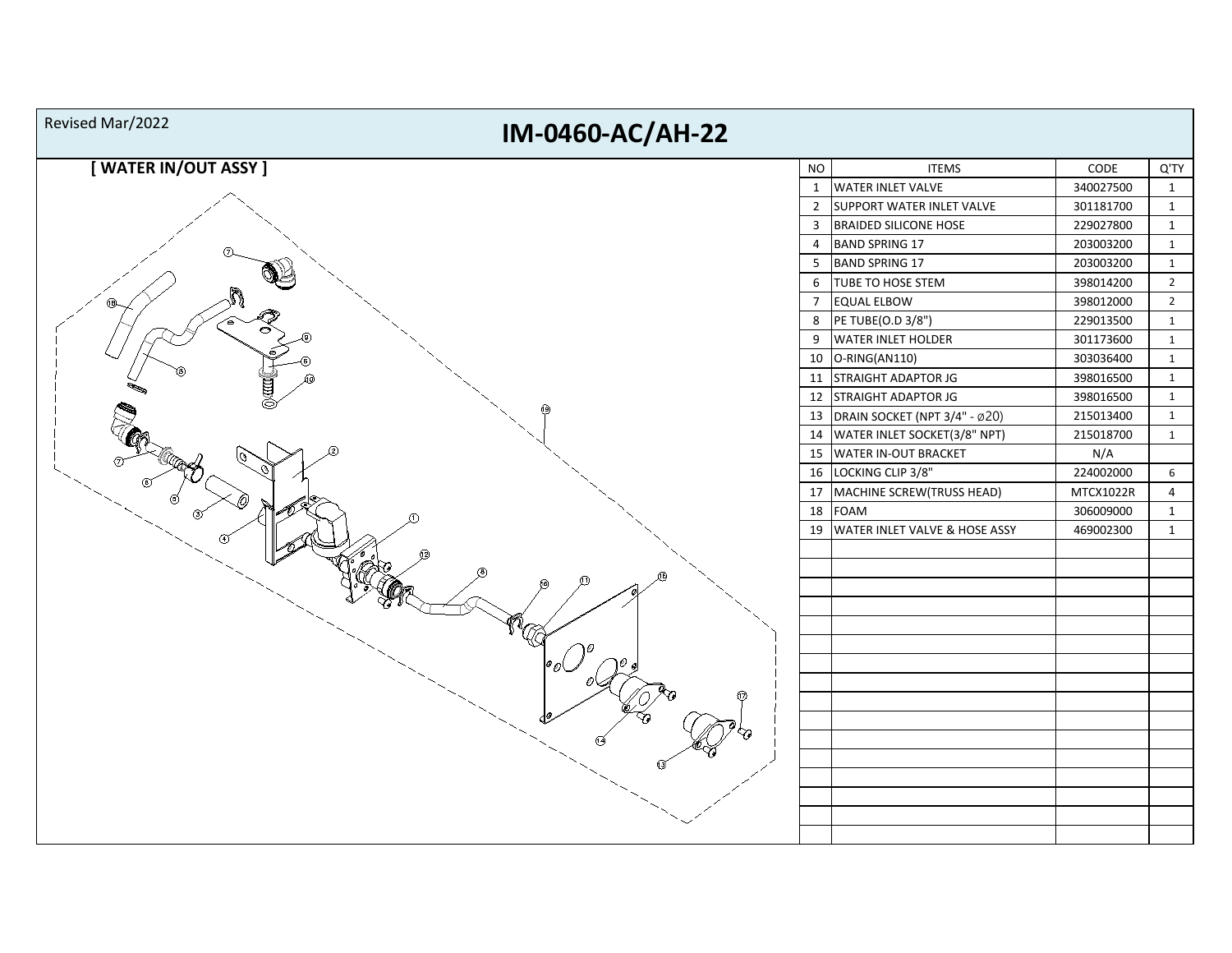Revised Mar/2022

# IM-0460-AC/AH-22

## [ WATER IN/OUT ASSY ]

| NO | ITEMS | CODE | Q'TY |
|---|---|---|---|
| 1 | WATER INLET VALVE | 340027500 | 1 |
| 2 | SUPPORT WATER INLET VALVE | 301181700 | 1 |
| 3 | BRAIDED SILICONE HOSE | 229027800 | 1 |
| 4 | BAND SPRING 17 | 203003200 | 1 |
| 5 | BAND SPRING 17 | 203003200 | 1 |
| 6 | TUBE TO HOSE STEM | 398014200 | 2 |
| 7 | EQUAL ELBOW | 398012000 | 2 |
| 8 | PE TUBE(O.D 3/8") | 229013500 | 1 |
| 9 | WATER INLET HOLDER | 301173600 | 1 |
| 10 | O-RING(AN110) | 303036400 | 1 |
| 11 | STRAIGHT ADAPTOR JG | 398016500 | 1 |
| 12 | STRAIGHT ADAPTOR JG | 398016500 | 1 |
| 13 | DRAIN SOCKET (NPT 3/4" - ø20) | 215013400 | 1 |
| 14 | WATER INLET SOCKET(3/8" NPT) | 215018700 | 1 |
| 15 | WATER IN-OUT BRACKET | N/A | |
| 16 | LOCKING CLIP 3/8" | 224002000 | 6 |
| 17 | MACHINE SCREW(TRUSS HEAD) | MTCX1022R | 4 |
| 18 | FOAM | 306009000 | 1 |
| 19 | WATER INLET VALVE & HOSE ASSY | 469002300 | 1 |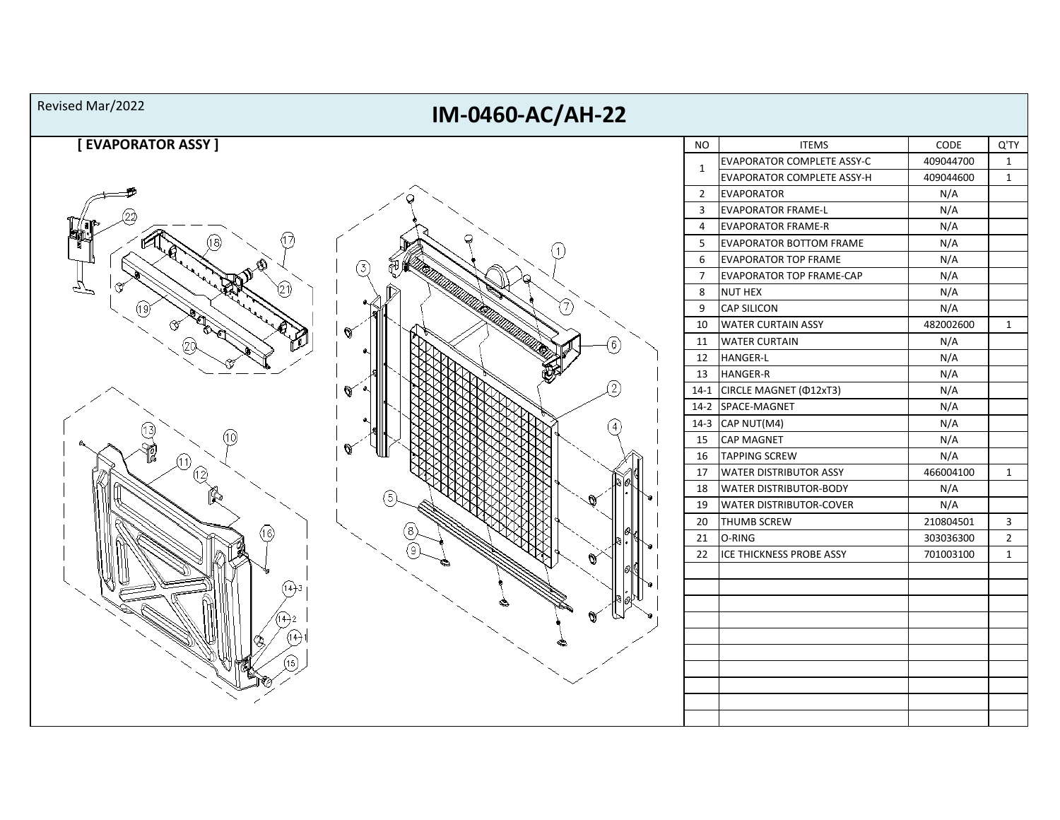Revised Mar/2022

# IM-0460-AC/AH-22

**[ EVAPORATOR ASSY ]**

| NO | ITEMS | CODE | Q'TY |
|---|---|---|---|
| 1 | EVAPORATOR COMPLETE ASSY-C | 409044700 | 1 |
| | EVAPORATOR COMPLETE ASSY-H | 409044600 | 1 |
| 2 | EVAPORATOR | N/A | |
| 3 | EVAPORATOR FRAME-L | N/A | |
| 4 | EVAPORATOR FRAME-R | N/A | |
| 5 | EVAPORATOR BOTTOM FRAME | N/A | |
| 6 | EVAPORATOR TOP FRAME | N/A | |
| 7 | EVAPORATOR TOP FRAME-CAP | N/A | |
| 8 | NUT HEX | N/A | |
| 9 | CAP SILICON | N/A | |
| 10 | WATER CURTAIN ASSY | 482002600 | 1 |
| 11 | WATER CURTAIN | N/A | |
| 12 | HANGER-L | N/A | |
| 13 | HANGER-R | N/A | |
| 14-1 | CIRCLE MAGNET (Φ12xT3) | N/A | |
| 14-2 | SPACE-MAGNET | N/A | |
| 14-3 | CAP NUT(M4) | N/A | |
| 15 | CAP MAGNET | N/A | |
| 16 | TAPPING SCREW | N/A | |
| 17 | WATER DISTRIBUTOR ASSY | 466004100 | 1 |
| 18 | WATER DISTRIBUTOR-BODY | N/A | |
| 19 | WATER DISTRIBUTOR-COVER | N/A | |
| 20 | THUMB SCREW | 210804501 | 3 |
| 21 | O-RING | 303036300 | 2 |
| 22 | ICE THICKNESS PROBE ASSY | 701003100 | 1 |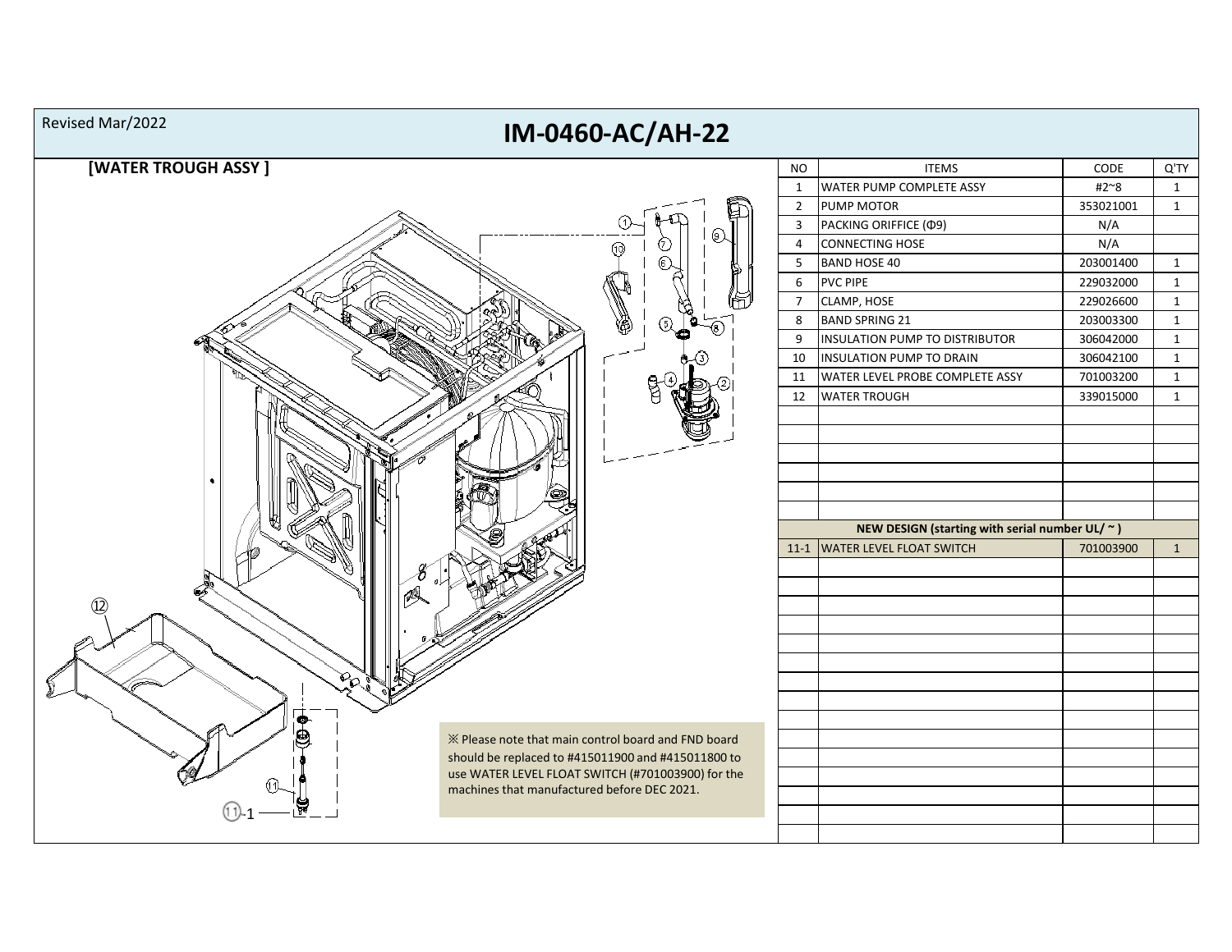Revised Mar/2022

# IM-0460-AC/AH-22

## [WATER TROUGH ASSY ]

※ Please note that main control board and FND board should be replaced to #415011900 and #415011800 to use WATER LEVEL FLOAT SWITCH (#701003900) for the machines that manufactured before DEC 2021.

| NO | ITEMS | CODE | Q'TY |
|---|---|---|---|
| 1 | WATER PUMP COMPLETE ASSY | #2~8 | 1 |
| 2 | PUMP MOTOR | 353021001 | 1 |
| 3 | PACKING ORIFFICE (Φ9) | N/A | |
| 4 | CONNECTING HOSE | N/A | |
| 5 | BAND HOSE 40 | 203001400 | 1 |
| 6 | PVC PIPE | 229032000 | 1 |
| 7 | CLAMP, HOSE | 229026600 | 1 |
| 8 | BAND SPRING 21 | 203003300 | 1 |
| 9 | INSULATION PUMP TO DISTRIBUTOR | 306042000 | 1 |
| 10 | INSULATION PUMP TO DRAIN | 306042100 | 1 |
| 11 | WATER LEVEL PROBE COMPLETE ASSY | 701003200 | 1 |
| 12 | WATER TROUGH | 339015000 | 1 |
| | **NEW DESIGN (starting with serial number UL/ ~ )** | | |
| 11-1 | WATER LEVEL FLOAT SWITCH | 701003900 | 1 |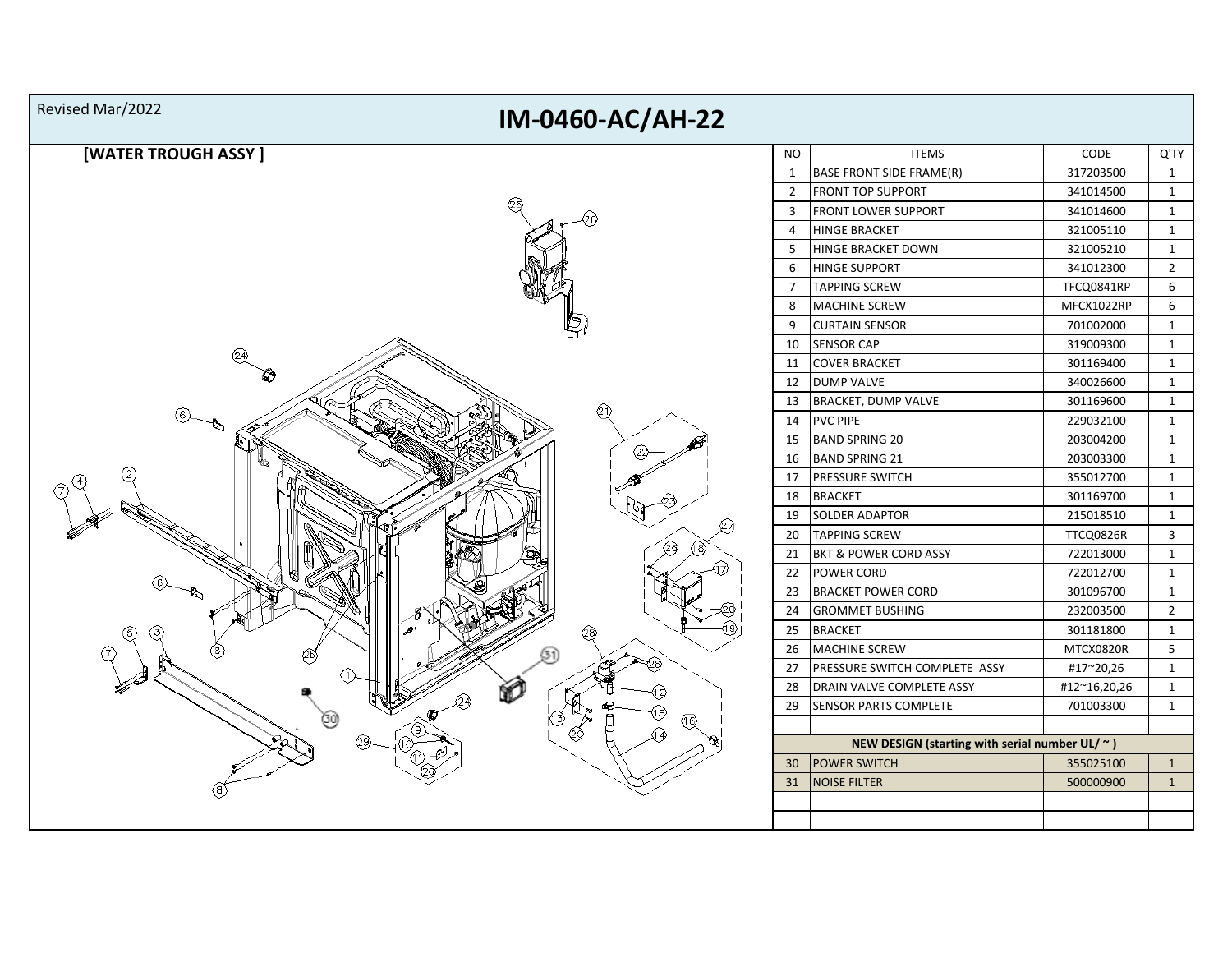Revised Mar/2022

# IM-0460-AC/AH-22

## [WATER TROUGH ASSY ]

| NO | ITEMS | CODE | Q'TY |
|---|---|---|---|
| 1 | BASE FRONT SIDE FRAME(R) | 317203500 | 1 |
| 2 | FRONT TOP SUPPORT | 341014500 | 1 |
| 3 | FRONT LOWER SUPPORT | 341014600 | 1 |
| 4 | HINGE BRACKET | 321005110 | 1 |
| 5 | HINGE BRACKET DOWN | 321005210 | 1 |
| 6 | HINGE SUPPORT | 341012300 | 2 |
| 7 | TAPPING SCREW | TFCQ0841RP | 6 |
| 8 | MACHINE SCREW | MFCX1022RP | 6 |
| 9 | CURTAIN SENSOR | 701002000 | 1 |
| 10 | SENSOR CAP | 319009300 | 1 |
| 11 | COVER BRACKET | 301169400 | 1 |
| 12 | DUMP VALVE | 340026600 | 1 |
| 13 | BRACKET, DUMP VALVE | 301169600 | 1 |
| 14 | PVC PIPE | 229032100 | 1 |
| 15 | BAND SPRING 20 | 203004200 | 1 |
| 16 | BAND SPRING 21 | 203003300 | 1 |
| 17 | PRESSURE SWITCH | 355012700 | 1 |
| 18 | BRACKET | 301169700 | 1 |
| 19 | SOLDER ADAPTOR | 215018510 | 1 |
| 20 | TAPPING SCREW | TTCQ0826R | 3 |
| 21 | BKT & POWER CORD ASSY | 722013000 | 1 |
| 22 | POWER CORD | 722012700 | 1 |
| 23 | BRACKET POWER CORD | 301096700 | 1 |
| 24 | GROMMET BUSHING | 232003500 | 2 |
| 25 | BRACKET | 301181800 | 1 |
| 26 | MACHINE SCREW | MTCX0820R | 5 |
| 27 | PRESSURE SWITCH COMPLETE ASSY | #17~20,26 | 1 |
| 28 | DRAIN VALVE COMPLETE ASSY | #12~16,20,26 | 1 |
| 29 | SENSOR PARTS COMPLETE | 701003300 | 1 |
| | | | |
| | NEW DESIGN (starting with serial number UL/ ~ ) | | |
| 30 | POWER SWITCH | 355025100 | 1 |
| 31 | NOISE FILTER | 500000900 | 1 |
| | | | |
| | | | |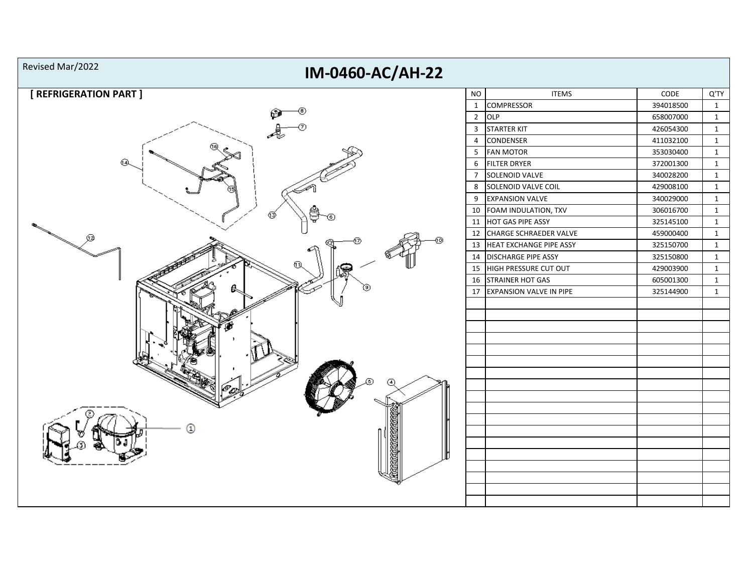Revised Mar/2022

# IM-0460-AC/AH-22

## [ REFRIGERATION PART ]

| NO | ITEMS | CODE | Q'TY |
|---|---|---|---|
| 1 | COMPRESSOR | 394018500 | 1 |
| 2 | OLP | 658007000 | 1 |
| 3 | STARTER KIT | 426054300 | 1 |
| 4 | CONDENSER | 411032100 | 1 |
| 5 | FAN MOTOR | 353030400 | 1 |
| 6 | FILTER DRYER | 372001300 | 1 |
| 7 | SOLENOID VALVE | 340028200 | 1 |
| 8 | SOLENOID VALVE COIL | 429008100 | 1 |
| 9 | EXPANSION VALVE | 340029000 | 1 |
| 10 | FOAM INDULATION, TXV | 306016700 | 1 |
| 11 | HOT GAS PIPE ASSY | 325145100 | 1 |
| 12 | CHARGE SCHRAEDER VALVE | 459000400 | 1 |
| 13 | HEAT EXCHANGE PIPE ASSY | 325150700 | 1 |
| 14 | DISCHARGE PIPE ASSY | 325150800 | 1 |
| 15 | HIGH PRESSURE CUT OUT | 429003900 | 1 |
| 16 | STRAINER HOT GAS | 605001300 | 1 |
| 17 | EXPANSION VALVE IN PIPE | 325144900 | 1 |